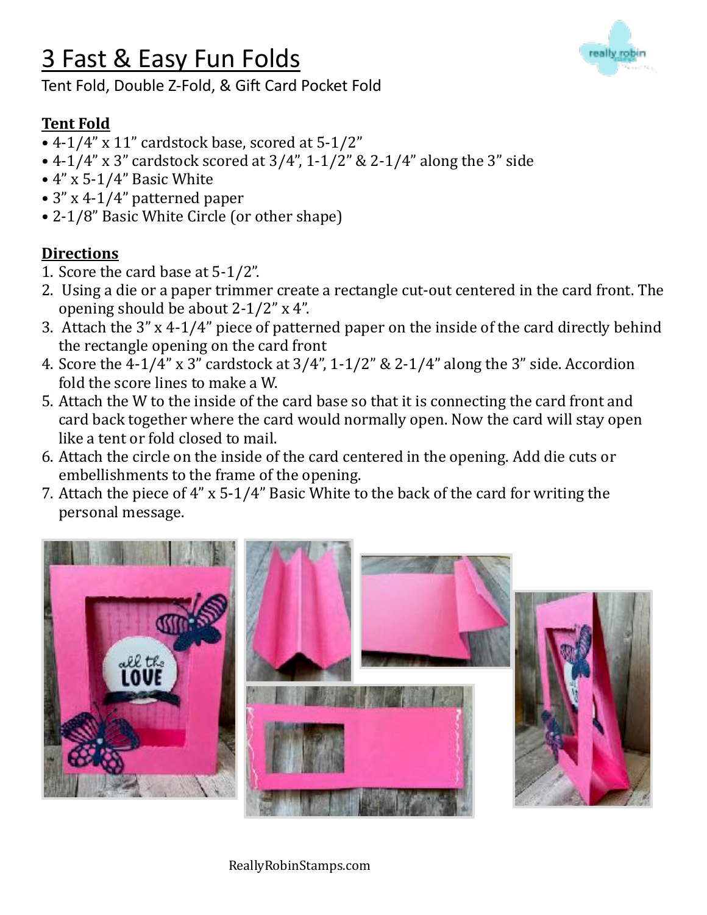# 3 Fast & Easy Fun Folds

Tent Fold, Double Z-Fold, & Gift Card Pocket Fold

## Tent Fold

- 4-1/4" x 11" cardstock base, scored at 5-1/2"
- 4-1/4" x 3" cardstock scored at 3/4", 1-1/2" & 2-1/4" along the 3" side
- 4" x 5-1/4" Basic White
- 3" x 4-1/4" patterned paper
- 2-1/8" Basic White Circle (or other shape)

## Directions

1. Score the card base at 5-1/2".
2. Using a die or a paper trimmer create a rectangle cut-out centered in the card front. The opening should be about 2-1/2" x 4".
3. Attach the 3" x 4-1/4" piece of patterned paper on the inside of the card directly behind the rectangle opening on the card front
4. Score the 4-1/4" x 3" cardstock at 3/4", 1-1/2" & 2-1/4" along the 3" side. Accordion fold the score lines to make a W.
5. Attach the W to the inside of the card base so that it is connecting the card front and card back together where the card would normally open. Now the card will stay open like a tent or fold closed to mail.
6. Attach the circle on the inside of the card centered in the opening. Add die cuts or embellishments to the frame of the opening.
7. Attach the piece of 4" x 5-1/4" Basic White to the back of the card for writing the personal message.

ReallyRobinStamps.com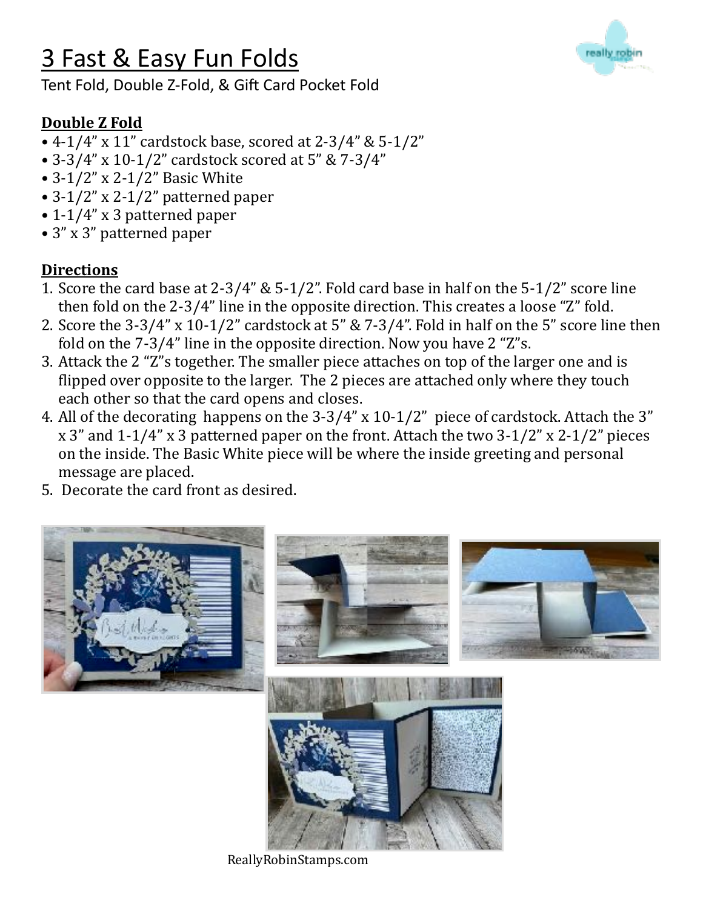# 3 Fast & Easy Fun Folds

Tent Fold, Double Z-Fold, & Gift Card Pocket Fold

## Double Z Fold

- 4-1/4" x 11" cardstock base, scored at 2-3/4" & 5-1/2"
- 3-3/4" x 10-1/2" cardstock scored at 5" & 7-3/4"
- 3-1/2" x 2-1/2" Basic White
- 3-1/2" x 2-1/2" patterned paper
- 1-1/4" x 3 patterned paper
- 3" x 3" patterned paper

## Directions

1. Score the card base at 2-3/4" & 5-1/2". Fold card base in half on the 5-1/2" score line then fold on the 2-3/4" line in the opposite direction. This creates a loose "Z" fold.
2. Score the 3-3/4" x 10-1/2" cardstock at 5" & 7-3/4". Fold in half on the 5" score line then fold on the 7-3/4" line in the opposite direction. Now you have 2 "Z"s.
3. Attack the 2 "Z"s together. The smaller piece attaches on top of the larger one and is flipped over opposite to the larger. The 2 pieces are attached only where they touch each other so that the card opens and closes.
4. All of the decorating happens on the 3-3/4" x 10-1/2" piece of cardstock. Attach the 3" x 3" and 1-1/4" x 3 patterned paper on the front. Attach the two 3-1/2" x 2-1/2" pieces on the inside. The Basic White piece will be where the inside greeting and personal message are placed.
5. Decorate the card front as desired.

ReallyRobinStamps.com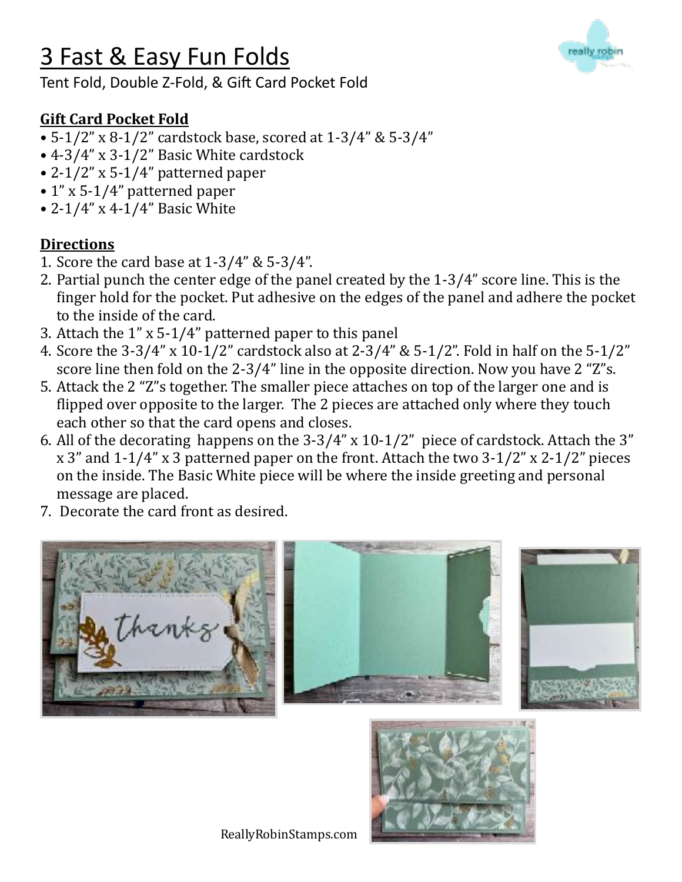# 3 Fast & Easy Fun Folds

Tent Fold, Double Z-Fold, & Gift Card Pocket Fold

## Gift Card Pocket Fold

- 5-1/2" x 8-1/2" cardstock base, scored at 1-3/4" & 5-3/4"
- 4-3/4" x 3-1/2" Basic White cardstock
- 2-1/2" x 5-1/4" patterned paper
- 1" x 5-1/4" patterned paper
- 2-1/4" x 4-1/4" Basic White

## Directions

1. Score the card base at 1-3/4" & 5-3/4".
2. Partial punch the center edge of the panel created by the 1-3/4" score line. This is the finger hold for the pocket. Put adhesive on the edges of the panel and adhere the pocket to the inside of the card.
3. Attach the 1" x 5-1/4" patterned paper to this panel
4. Score the 3-3/4" x 10-1/2" cardstock also at 2-3/4" & 5-1/2". Fold in half on the 5-1/2" score line then fold on the 2-3/4" line in the opposite direction. Now you have 2 "Z"s.
5. Attack the 2 "Z"s together. The smaller piece attaches on top of the larger one and is flipped over opposite to the larger. The 2 pieces are attached only where they touch each other so that the card opens and closes.
6. All of the decorating happens on the 3-3/4" x 10-1/2" piece of cardstock. Attach the 3" x 3" and 1-1/4" x 3 patterned paper on the front. Attach the two 3-1/2" x 2-1/2" pieces on the inside. The Basic White piece will be where the inside greeting and personal message are placed.
7. Decorate the card front as desired.

ReallyRobinStamps.com